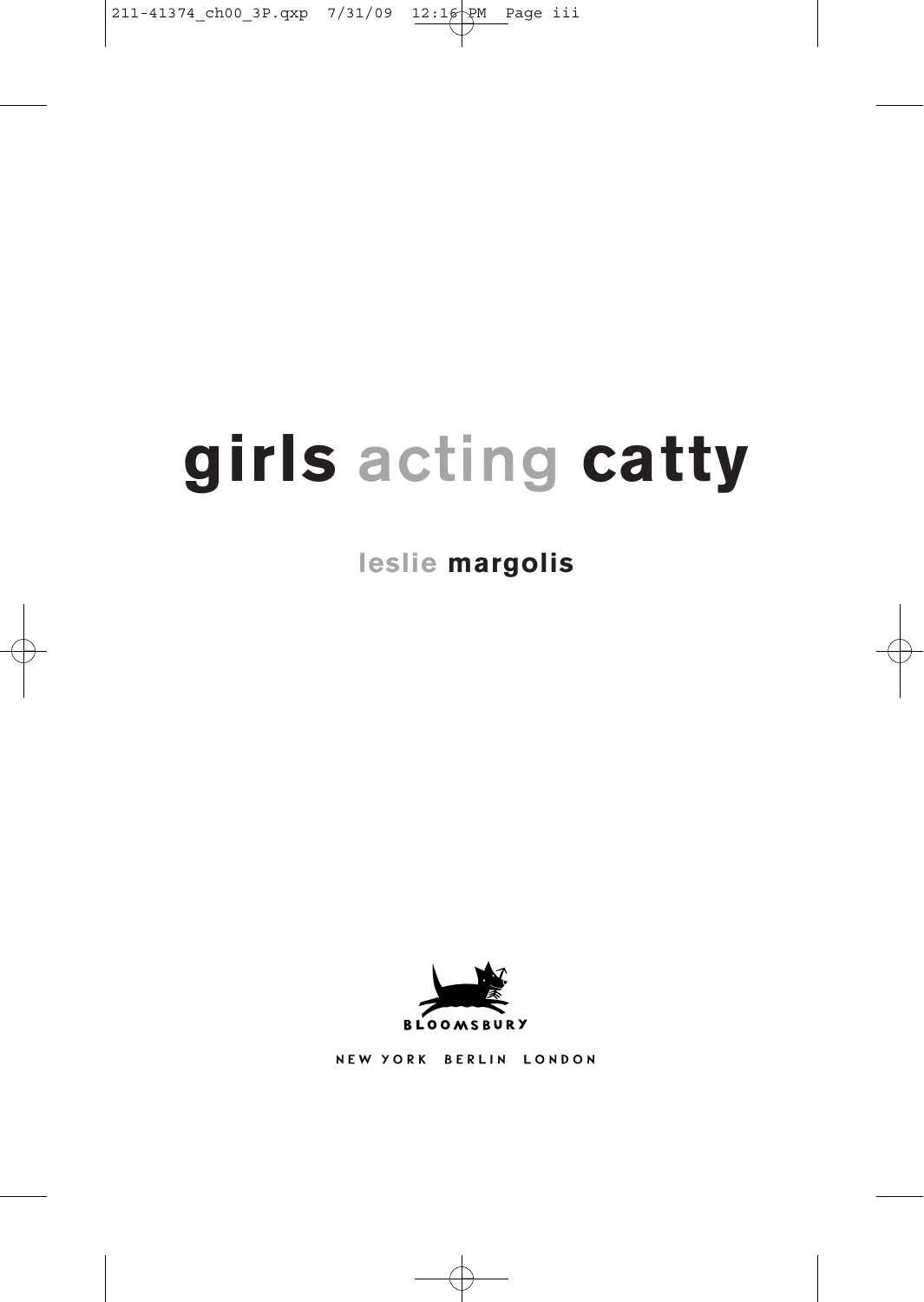# girls acting catty

**leslie margolis**

BLOOMSBURY

NEW YORK BERLIN LONDON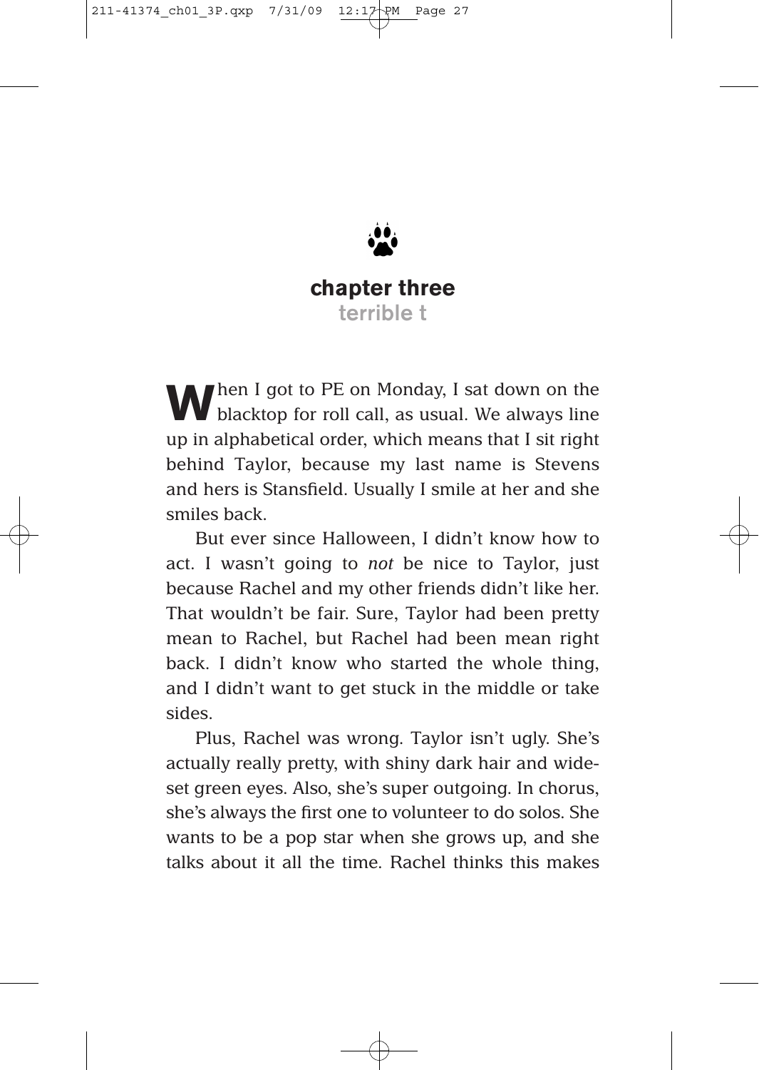# chapter three

## terrible t

When I got to PE on Monday, I sat down on the blacktop for roll call, as usual. We always line up in alphabetical order, which means that I sit right behind Taylor, because my last name is Stevens and hers is Stansfield. Usually I smile at her and she smiles back.

But ever since Halloween, I didn't know how to act. I wasn't going to *not* be nice to Taylor, just because Rachel and my other friends didn't like her. That wouldn't be fair. Sure, Taylor had been pretty mean to Rachel, but Rachel had been mean right back. I didn't know who started the whole thing, and I didn't want to get stuck in the middle or take sides.

Plus, Rachel was wrong. Taylor isn't ugly. She's actually really pretty, with shiny dark hair and wide-set green eyes. Also, she's super outgoing. In chorus, she's always the first one to volunteer to do solos. She wants to be a pop star when she grows up, and she talks about it all the time. Rachel thinks this makes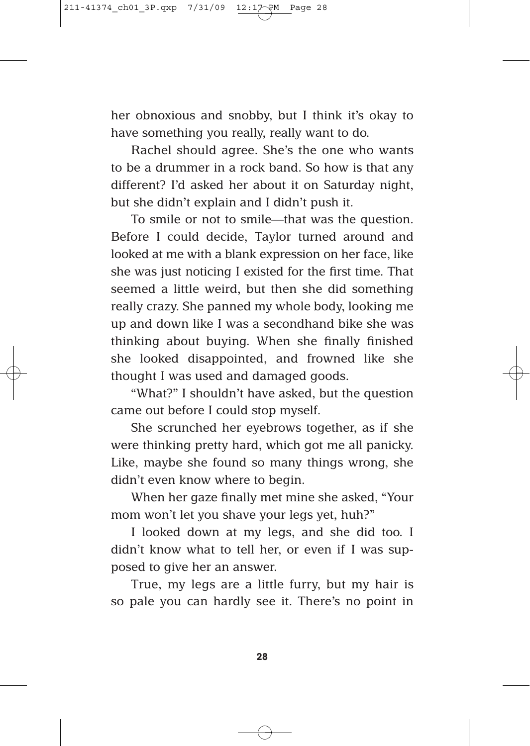her obnoxious and snobby, but I think it's okay to have something you really, really want to do.

Rachel should agree. She's the one who wants to be a drummer in a rock band. So how is that any different? I'd asked her about it on Saturday night, but she didn't explain and I didn't push it.

To smile or not to smile—that was the question. Before I could decide, Taylor turned around and looked at me with a blank expression on her face, like she was just noticing I existed for the first time. That seemed a little weird, but then she did something really crazy. She panned my whole body, looking me up and down like I was a secondhand bike she was thinking about buying. When she finally finished she looked disappointed, and frowned like she thought I was used and damaged goods.

"What?" I shouldn't have asked, but the question came out before I could stop myself.

She scrunched her eyebrows together, as if she were thinking pretty hard, which got me all panicky. Like, maybe she found so many things wrong, she didn't even know where to begin.

When her gaze finally met mine she asked, "Your mom won't let you shave your legs yet, huh?"

I looked down at my legs, and she did too. I didn't know what to tell her, or even if I was supposed to give her an answer.

True, my legs are a little furry, but my hair is so pale you can hardly see it. There's no point in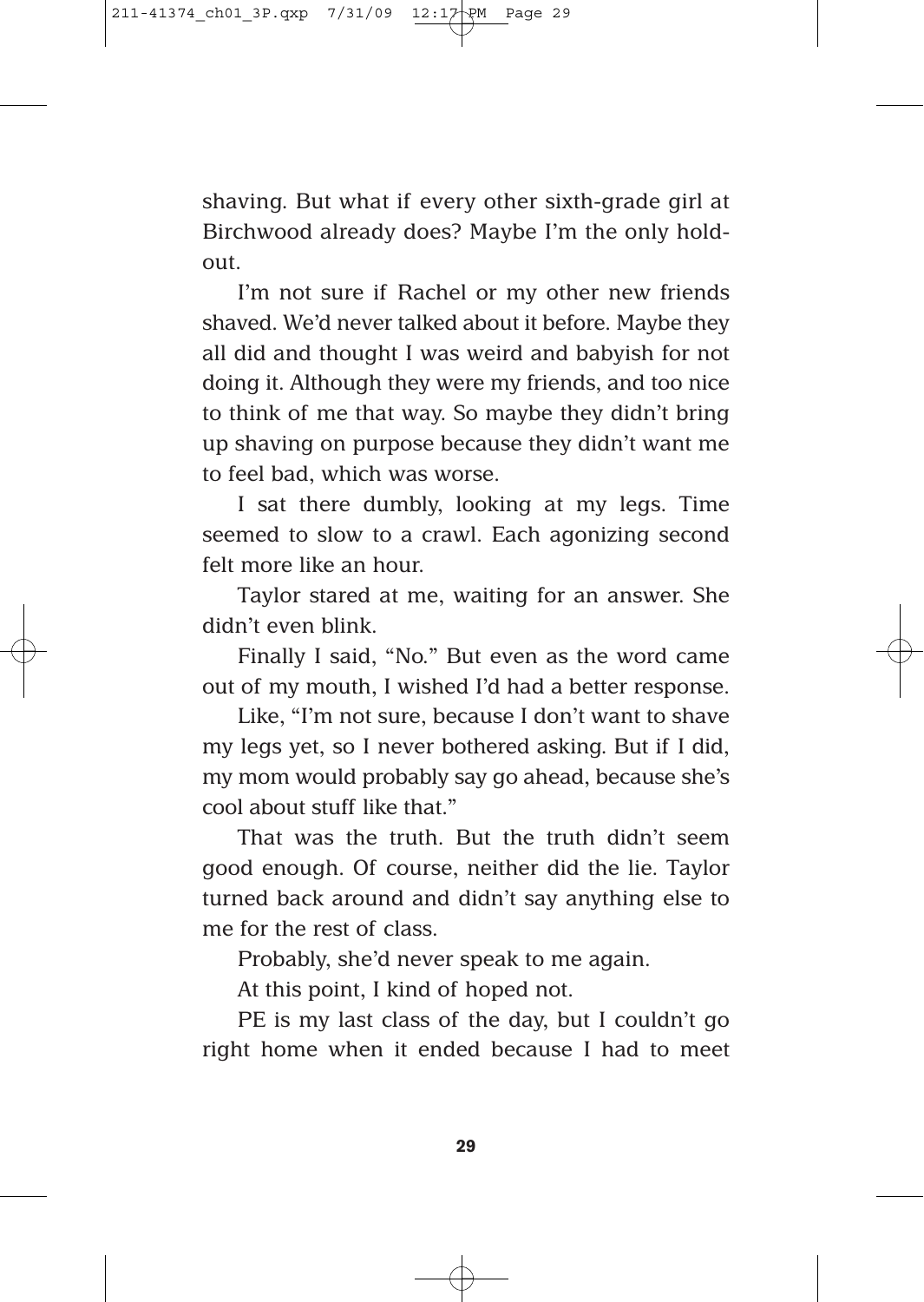shaving. But what if every other sixth-grade girl at Birchwood already does? Maybe I'm the only holdout.

I'm not sure if Rachel or my other new friends shaved. We'd never talked about it before. Maybe they all did and thought I was weird and babyish for not doing it. Although they were my friends, and too nice to think of me that way. So maybe they didn't bring up shaving on purpose because they didn't want me to feel bad, which was worse.

I sat there dumbly, looking at my legs. Time seemed to slow to a crawl. Each agonizing second felt more like an hour.

Taylor stared at me, waiting for an answer. She didn't even blink.

Finally I said, "No." But even as the word came out of my mouth, I wished I'd had a better response.

Like, "I'm not sure, because I don't want to shave my legs yet, so I never bothered asking. But if I did, my mom would probably say go ahead, because she's cool about stuff like that."

That was the truth. But the truth didn't seem good enough. Of course, neither did the lie. Taylor turned back around and didn't say anything else to me for the rest of class.

Probably, she'd never speak to me again.

At this point, I kind of hoped not.

PE is my last class of the day, but I couldn't go right home when it ended because I had to meet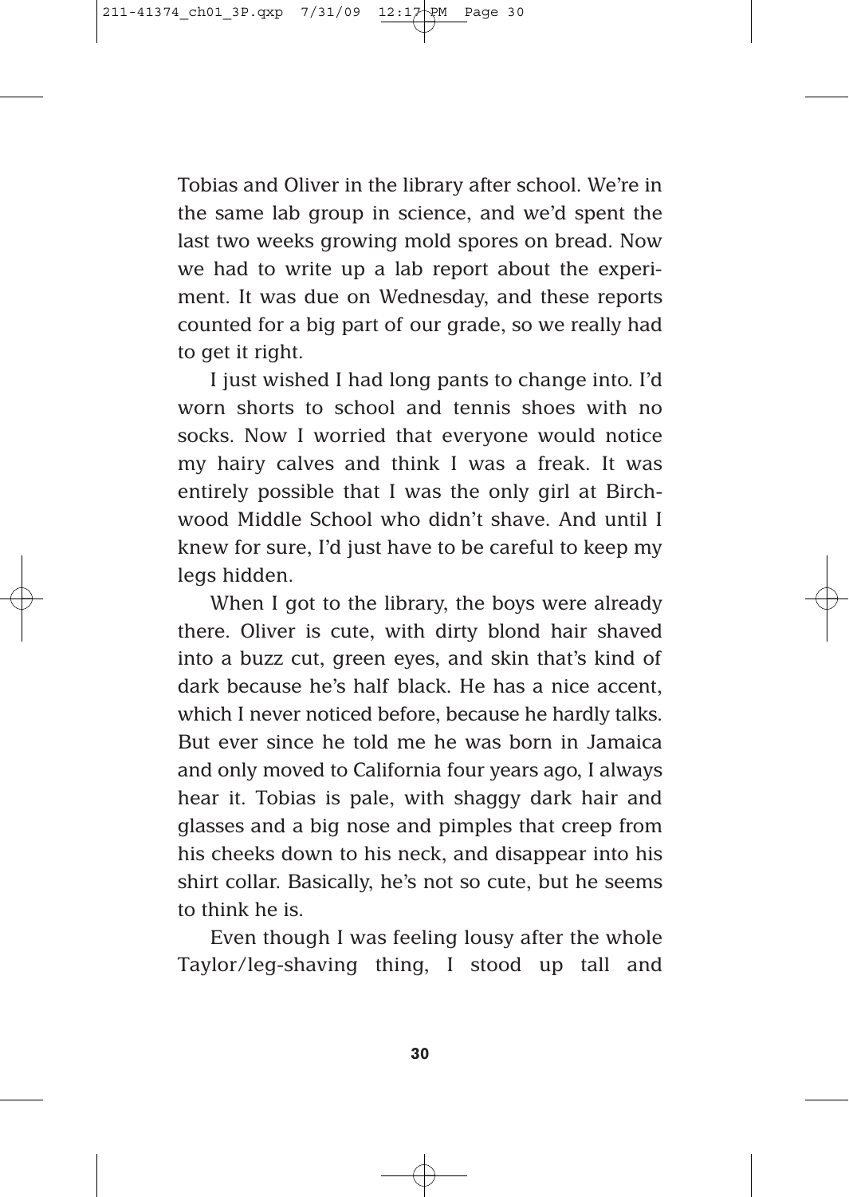Tobias and Oliver in the library after school. We're in the same lab group in science, and we'd spent the last two weeks growing mold spores on bread. Now we had to write up a lab report about the experiment. It was due on Wednesday, and these reports counted for a big part of our grade, so we really had to get it right.

I just wished I had long pants to change into. I'd worn shorts to school and tennis shoes with no socks. Now I worried that everyone would notice my hairy calves and think I was a freak. It was entirely possible that I was the only girl at Birchwood Middle School who didn't shave. And until I knew for sure, I'd just have to be careful to keep my legs hidden.

When I got to the library, the boys were already there. Oliver is cute, with dirty blond hair shaved into a buzz cut, green eyes, and skin that's kind of dark because he's half black. He has a nice accent, which I never noticed before, because he hardly talks. But ever since he told me he was born in Jamaica and only moved to California four years ago, I always hear it. Tobias is pale, with shaggy dark hair and glasses and a big nose and pimples that creep from his cheeks down to his neck, and disappear into his shirt collar. Basically, he's not so cute, but he seems to think he is.

Even though I was feeling lousy after the whole Taylor/leg-shaving thing, I stood up tall and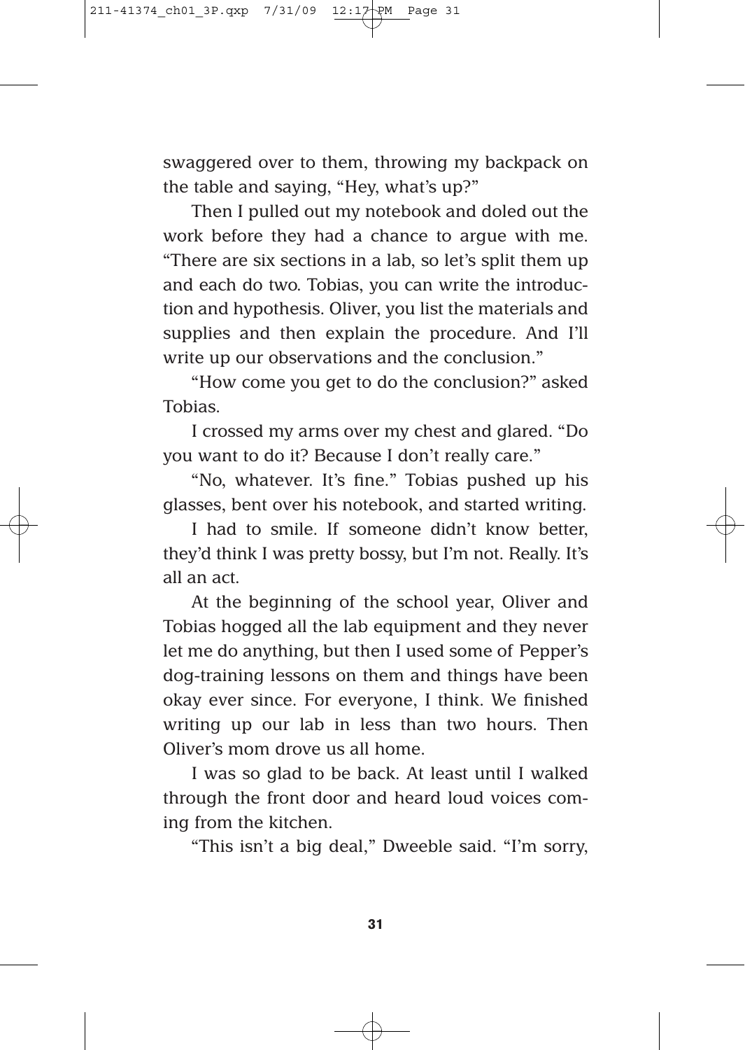swaggered over to them, throwing my backpack on the table and saying, "Hey, what's up?"

Then I pulled out my notebook and doled out the work before they had a chance to argue with me. "There are six sections in a lab, so let's split them up and each do two. Tobias, you can write the introduction and hypothesis. Oliver, you list the materials and supplies and then explain the procedure. And I'll write up our observations and the conclusion."

"How come you get to do the conclusion?" asked Tobias.

I crossed my arms over my chest and glared. "Do you want to do it? Because I don't really care."

"No, whatever. It's fine." Tobias pushed up his glasses, bent over his notebook, and started writing.

I had to smile. If someone didn't know better, they'd think I was pretty bossy, but I'm not. Really. It's all an act.

At the beginning of the school year, Oliver and Tobias hogged all the lab equipment and they never let me do anything, but then I used some of Pepper's dog-training lessons on them and things have been okay ever since. For everyone, I think. We finished writing up our lab in less than two hours. Then Oliver's mom drove us all home.

I was so glad to be back. At least until I walked through the front door and heard loud voices coming from the kitchen.

"This isn't a big deal," Dweeble said. "I'm sorry,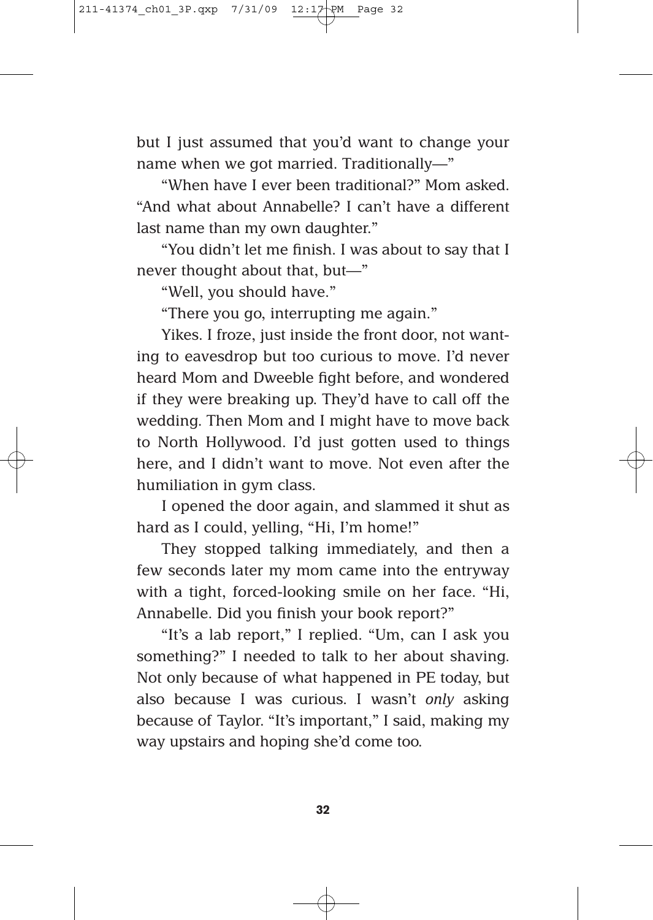but I just assumed that you'd want to change your name when we got married. Traditionally—"

"When have I ever been traditional?" Mom asked. "And what about Annabelle? I can't have a different last name than my own daughter."

"You didn't let me finish. I was about to say that I never thought about that, but—"

"Well, you should have."

"There you go, interrupting me again."

Yikes. I froze, just inside the front door, not wanting to eavesdrop but too curious to move. I'd never heard Mom and Dweeble fight before, and wondered if they were breaking up. They'd have to call off the wedding. Then Mom and I might have to move back to North Hollywood. I'd just gotten used to things here, and I didn't want to move. Not even after the humiliation in gym class.

I opened the door again, and slammed it shut as hard as I could, yelling, "Hi, I'm home!"

They stopped talking immediately, and then a few seconds later my mom came into the entryway with a tight, forced-looking smile on her face. "Hi, Annabelle. Did you finish your book report?"

"It's a lab report," I replied. "Um, can I ask you something?" I needed to talk to her about shaving. Not only because of what happened in PE today, but also because I was curious. I wasn't *only* asking because of Taylor. "It's important," I said, making my way upstairs and hoping she'd come too.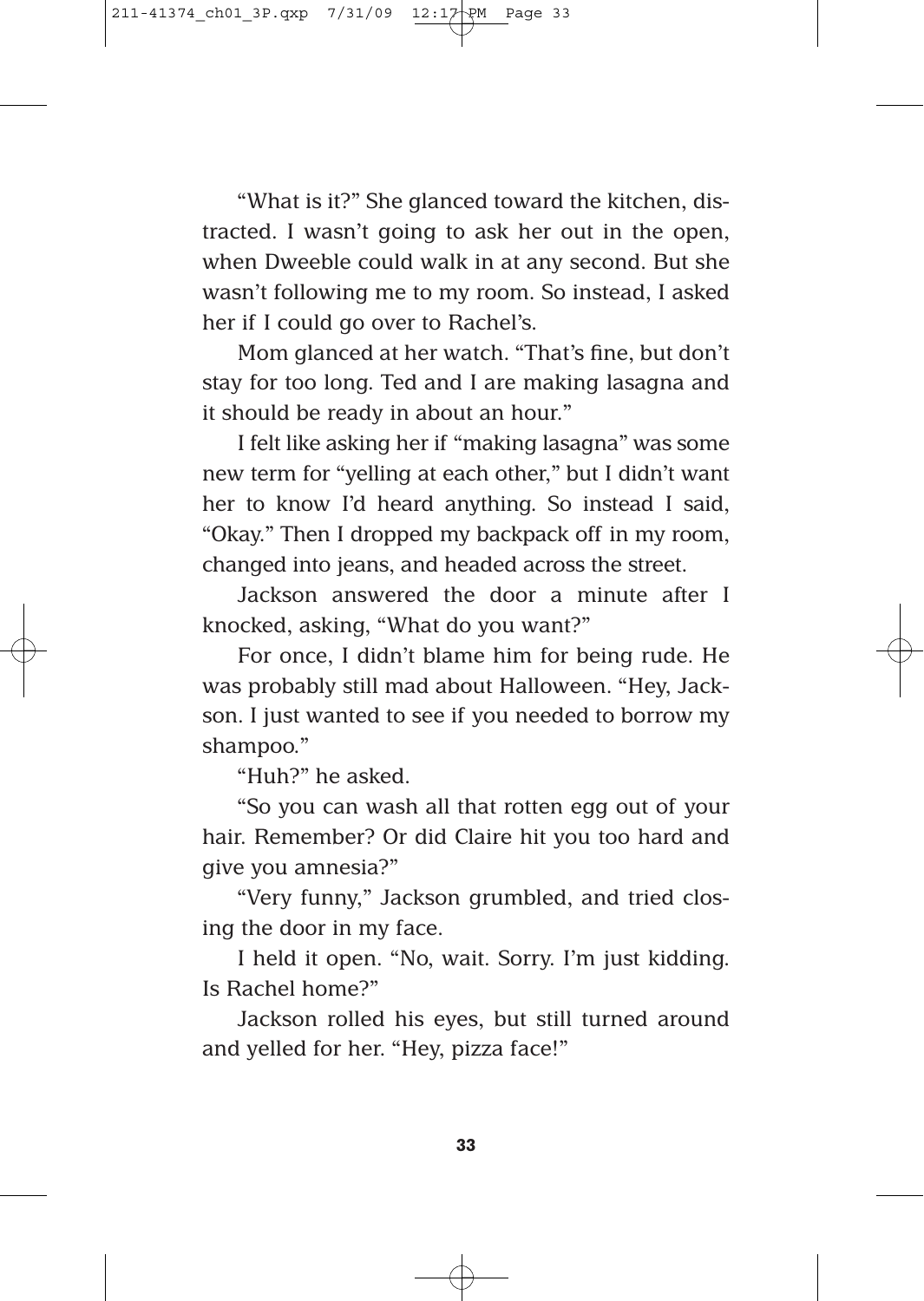"What is it?" She glanced toward the kitchen, distracted. I wasn't going to ask her out in the open, when Dweeble could walk in at any second. But she wasn't following me to my room. So instead, I asked her if I could go over to Rachel's.

Mom glanced at her watch. "That's fine, but don't stay for too long. Ted and I are making lasagna and it should be ready in about an hour."

I felt like asking her if "making lasagna" was some new term for "yelling at each other," but I didn't want her to know I'd heard anything. So instead I said, "Okay." Then I dropped my backpack off in my room, changed into jeans, and headed across the street.

Jackson answered the door a minute after I knocked, asking, "What do you want?"

For once, I didn't blame him for being rude. He was probably still mad about Halloween. "Hey, Jackson. I just wanted to see if you needed to borrow my shampoo."

"Huh?" he asked.

"So you can wash all that rotten egg out of your hair. Remember? Or did Claire hit you too hard and give you amnesia?"

"Very funny," Jackson grumbled, and tried closing the door in my face.

I held it open. "No, wait. Sorry. I'm just kidding. Is Rachel home?"

Jackson rolled his eyes, but still turned around and yelled for her. "Hey, pizza face!"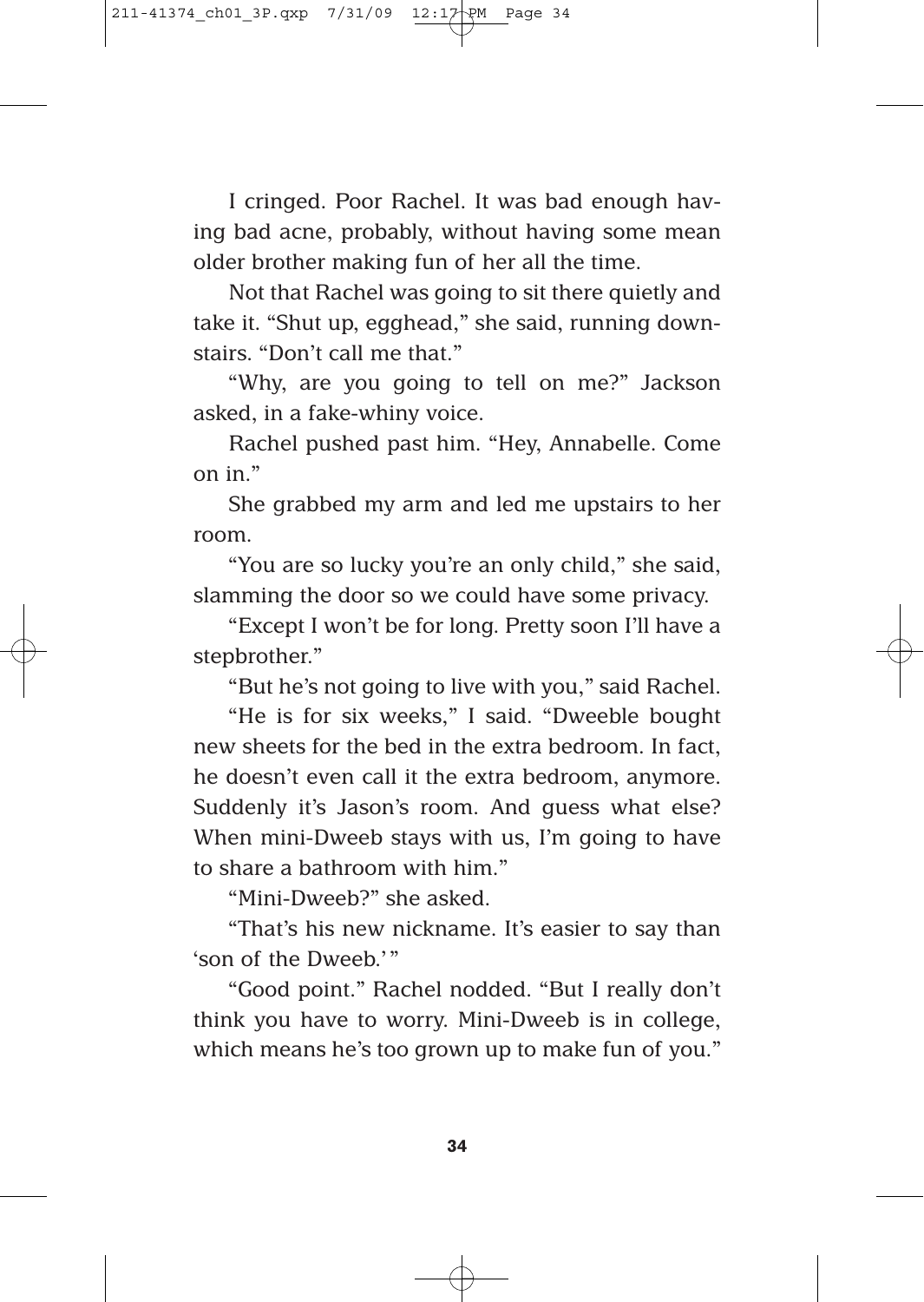I cringed. Poor Rachel. It was bad enough having bad acne, probably, without having some mean older brother making fun of her all the time.

Not that Rachel was going to sit there quietly and take it. "Shut up, egghead," she said, running downstairs. "Don't call me that."

"Why, are you going to tell on me?" Jackson asked, in a fake-whiny voice.

Rachel pushed past him. "Hey, Annabelle. Come on in."

She grabbed my arm and led me upstairs to her room.

"You are so lucky you're an only child," she said, slamming the door so we could have some privacy.

"Except I won't be for long. Pretty soon I'll have a stepbrother."

"But he's not going to live with you," said Rachel.

"He is for six weeks," I said. "Dweeble bought new sheets for the bed in the extra bedroom. In fact, he doesn't even call it the extra bedroom, anymore. Suddenly it's Jason's room. And guess what else? When mini-Dweeb stays with us, I'm going to have to share a bathroom with him."

"Mini-Dweeb?" she asked.

"That's his new nickname. It's easier to say than 'son of the Dweeb.'"

"Good point." Rachel nodded. "But I really don't think you have to worry. Mini-Dweeb is in college, which means he's too grown up to make fun of you."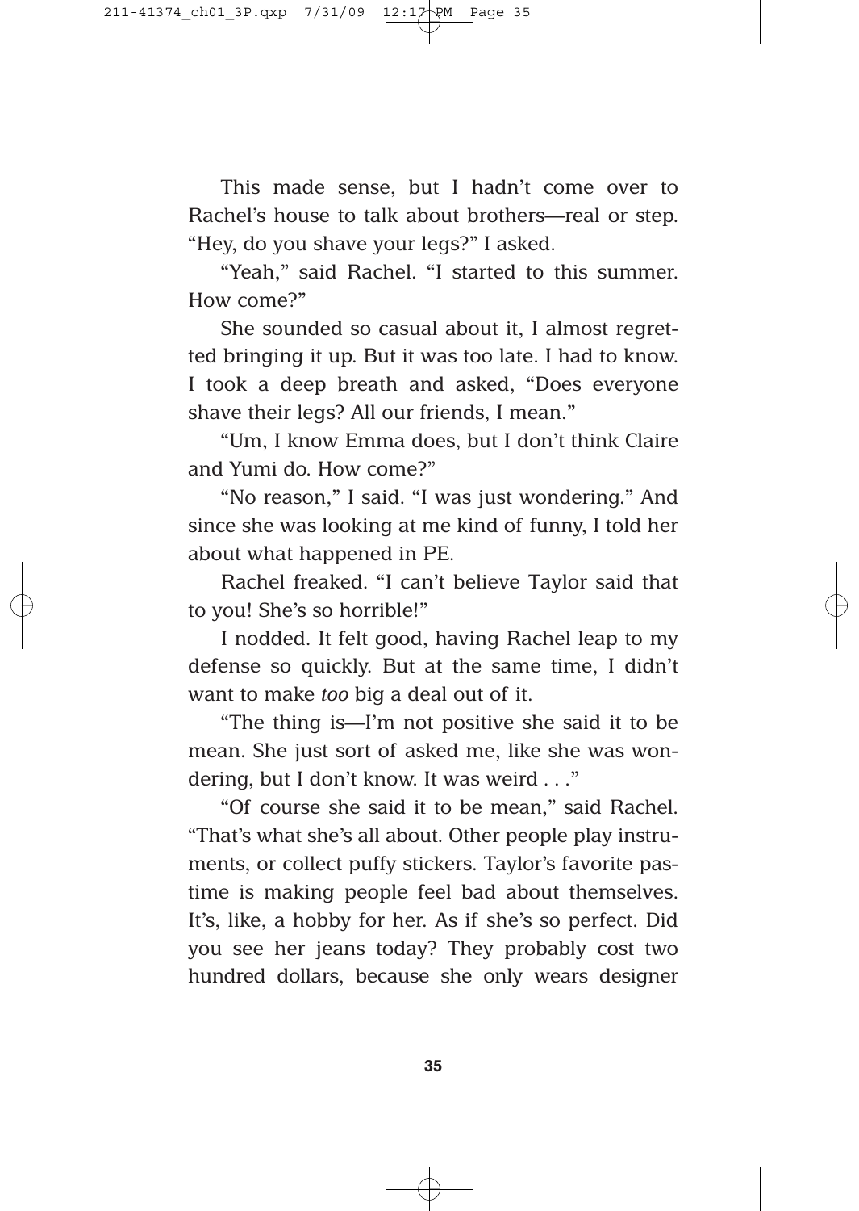This made sense, but I hadn't come over to Rachel's house to talk about brothers—real or step. "Hey, do you shave your legs?" I asked.

"Yeah," said Rachel. "I started to this summer. How come?"

She sounded so casual about it, I almost regretted bringing it up. But it was too late. I had to know. I took a deep breath and asked, "Does everyone shave their legs? All our friends, I mean."

"Um, I know Emma does, but I don't think Claire and Yumi do. How come?"

"No reason," I said. "I was just wondering." And since she was looking at me kind of funny, I told her about what happened in PE.

Rachel freaked. "I can't believe Taylor said that to you! She's so horrible!"

I nodded. It felt good, having Rachel leap to my defense so quickly. But at the same time, I didn't want to make *too* big a deal out of it.

"The thing is—I'm not positive she said it to be mean. She just sort of asked me, like she was wondering, but I don't know. It was weird . . ."

"Of course she said it to be mean," said Rachel. "That's what she's all about. Other people play instruments, or collect puffy stickers. Taylor's favorite pastime is making people feel bad about themselves. It's, like, a hobby for her. As if she's so perfect. Did you see her jeans today? They probably cost two hundred dollars, because she only wears designer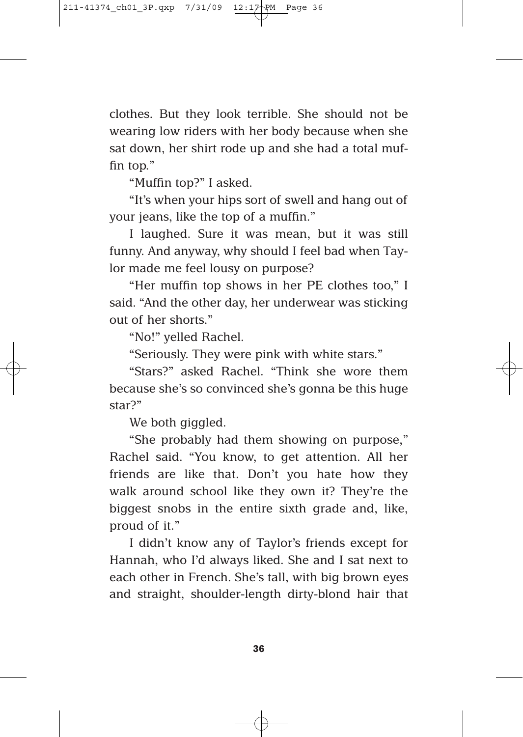clothes. But they look terrible. She should not be wearing low riders with her body because when she sat down, her shirt rode up and she had a total muffin top."

"Muffin top?" I asked.

"It's when your hips sort of swell and hang out of your jeans, like the top of a muffin."

I laughed. Sure it was mean, but it was still funny. And anyway, why should I feel bad when Taylor made me feel lousy on purpose?

"Her muffin top shows in her PE clothes too," I said. "And the other day, her underwear was sticking out of her shorts."

"No!" yelled Rachel.

"Seriously. They were pink with white stars."

"Stars?" asked Rachel. "Think she wore them because she's so convinced she's gonna be this huge star?"

We both giggled.

"She probably had them showing on purpose," Rachel said. "You know, to get attention. All her friends are like that. Don't you hate how they walk around school like they own it? They're the biggest snobs in the entire sixth grade and, like, proud of it."

I didn't know any of Taylor's friends except for Hannah, who I'd always liked. She and I sat next to each other in French. She's tall, with big brown eyes and straight, shoulder-length dirty-blond hair that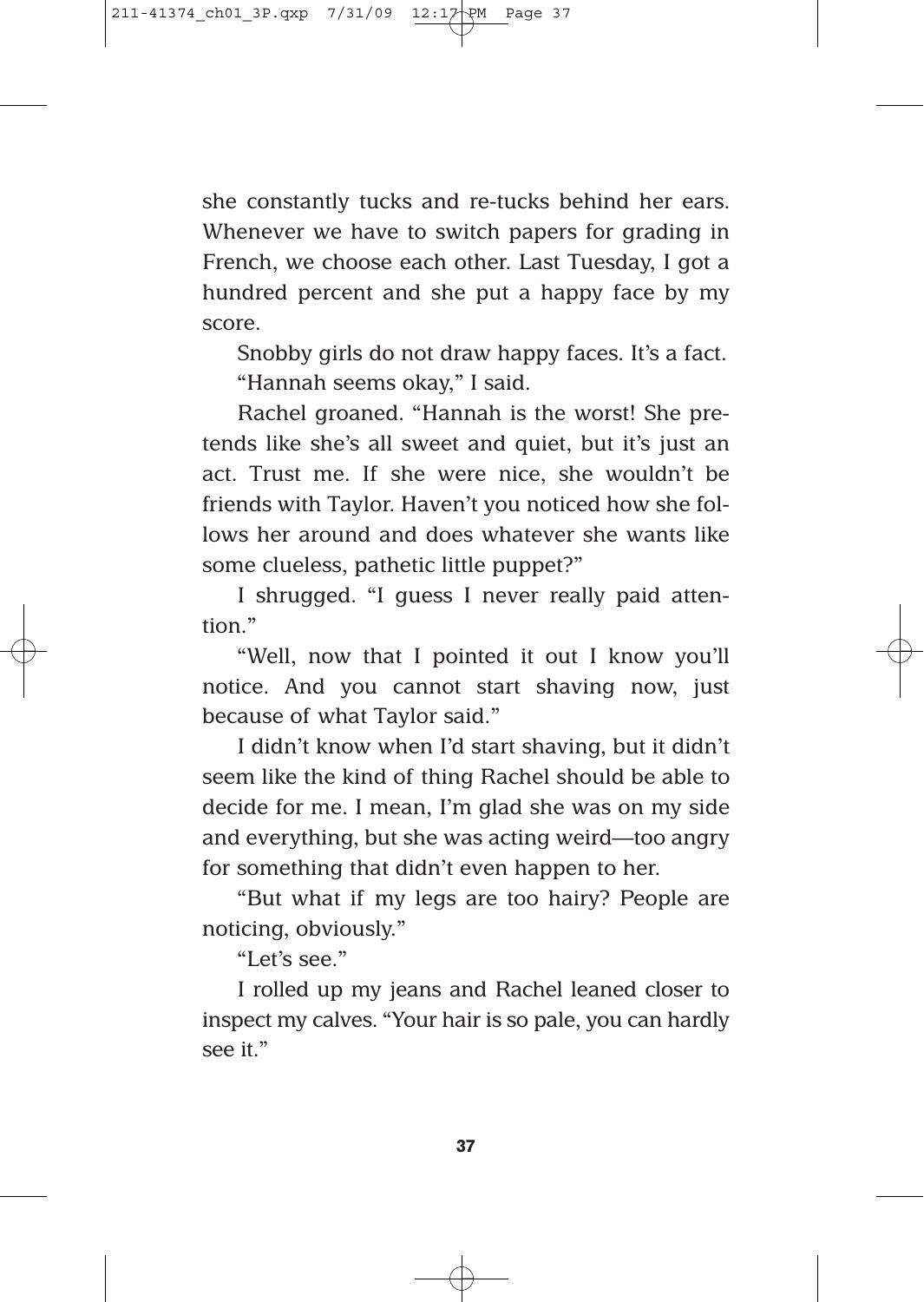she constantly tucks and re-tucks behind her ears. Whenever we have to switch papers for grading in French, we choose each other. Last Tuesday, I got a hundred percent and she put a happy face by my score.

Snobby girls do not draw happy faces. It's a fact.

"Hannah seems okay," I said.

Rachel groaned. "Hannah is the worst! She pretends like she's all sweet and quiet, but it's just an act. Trust me. If she were nice, she wouldn't be friends with Taylor. Haven't you noticed how she follows her around and does whatever she wants like some clueless, pathetic little puppet?"

I shrugged. "I guess I never really paid attention."

"Well, now that I pointed it out I know you'll notice. And you cannot start shaving now, just because of what Taylor said."

I didn't know when I'd start shaving, but it didn't seem like the kind of thing Rachel should be able to decide for me. I mean, I'm glad she was on my side and everything, but she was acting weird—too angry for something that didn't even happen to her.

"But what if my legs are too hairy? People are noticing, obviously."

"Let's see."

I rolled up my jeans and Rachel leaned closer to inspect my calves. "Your hair is so pale, you can hardly see it."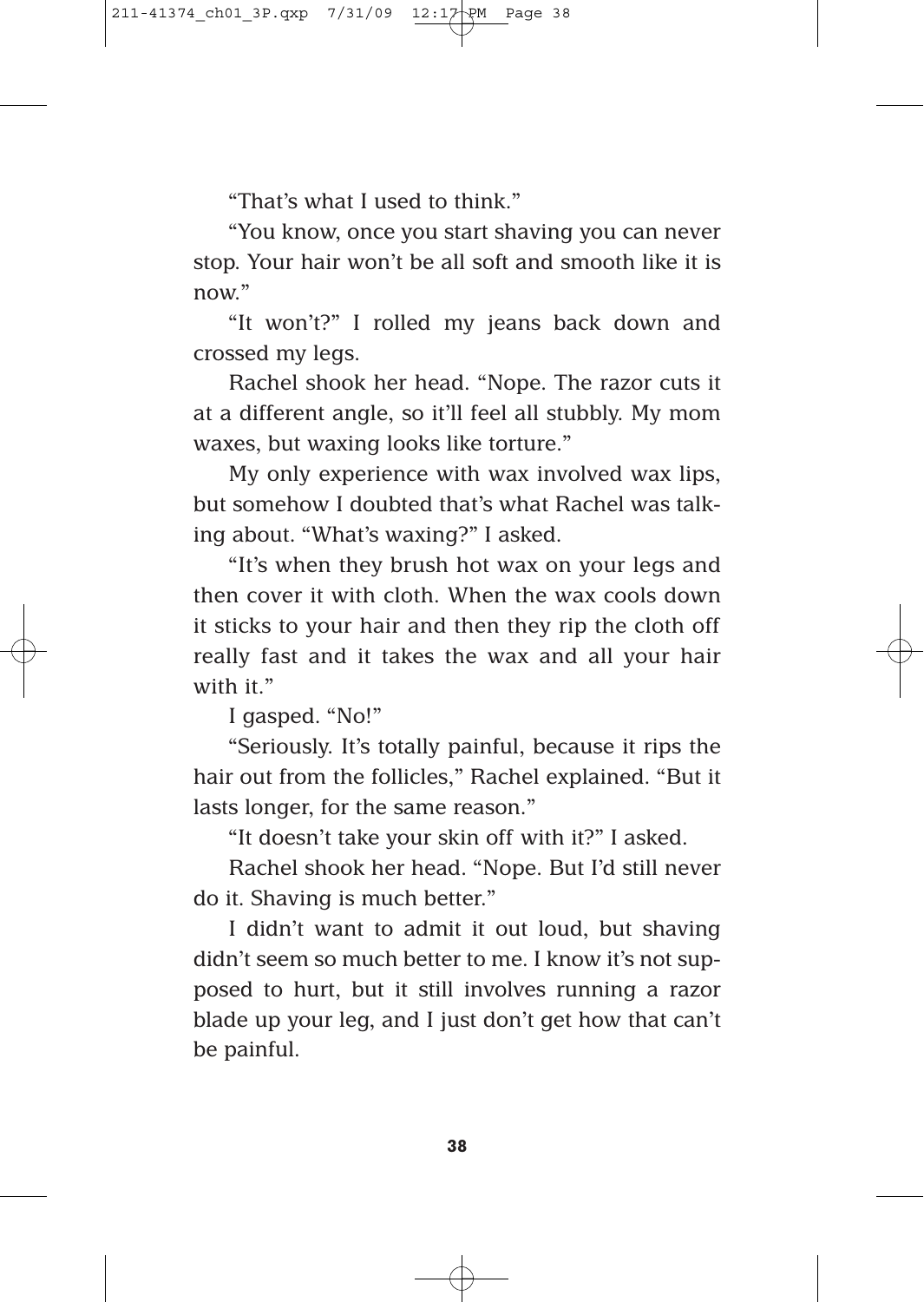"That's what I used to think."

"You know, once you start shaving you can never stop. Your hair won't be all soft and smooth like it is now."

"It won't?" I rolled my jeans back down and crossed my legs.

Rachel shook her head. "Nope. The razor cuts it at a different angle, so it'll feel all stubbly. My mom waxes, but waxing looks like torture."

My only experience with wax involved wax lips, but somehow I doubted that's what Rachel was talking about. "What's waxing?" I asked.

"It's when they brush hot wax on your legs and then cover it with cloth. When the wax cools down it sticks to your hair and then they rip the cloth off really fast and it takes the wax and all your hair with it."

I gasped. "No!"

"Seriously. It's totally painful, because it rips the hair out from the follicles," Rachel explained. "But it lasts longer, for the same reason."

"It doesn't take your skin off with it?" I asked.

Rachel shook her head. "Nope. But I'd still never do it. Shaving is much better."

I didn't want to admit it out loud, but shaving didn't seem so much better to me. I know it's not supposed to hurt, but it still involves running a razor blade up your leg, and I just don't get how that can't be painful.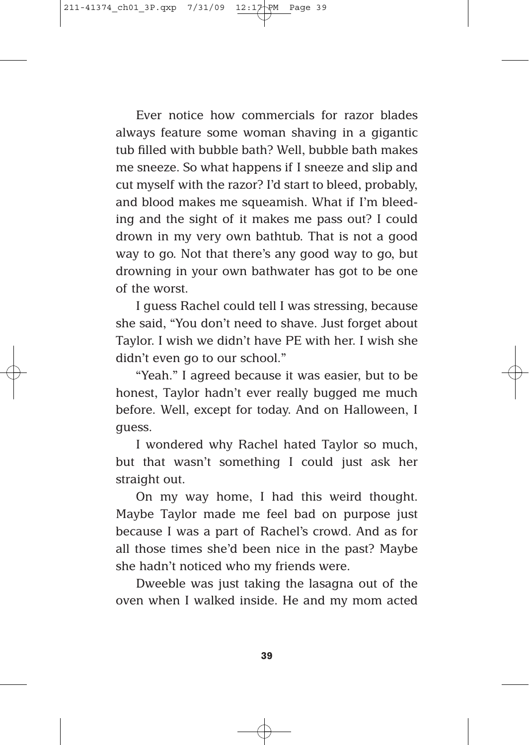Ever notice how commercials for razor blades always feature some woman shaving in a gigantic tub filled with bubble bath? Well, bubble bath makes me sneeze. So what happens if I sneeze and slip and cut myself with the razor? I'd start to bleed, probably, and blood makes me squeamish. What if I'm bleeding and the sight of it makes me pass out? I could drown in my very own bathtub. That is not a good way to go. Not that there's any good way to go, but drowning in your own bathwater has got to be one of the worst.

I guess Rachel could tell I was stressing, because she said, "You don't need to shave. Just forget about Taylor. I wish we didn't have PE with her. I wish she didn't even go to our school."

"Yeah." I agreed because it was easier, but to be honest, Taylor hadn't ever really bugged me much before. Well, except for today. And on Halloween, I guess.

I wondered why Rachel hated Taylor so much, but that wasn't something I could just ask her straight out.

On my way home, I had this weird thought. Maybe Taylor made me feel bad on purpose just because I was a part of Rachel's crowd. And as for all those times she'd been nice in the past? Maybe she hadn't noticed who my friends were.

Dweeble was just taking the lasagna out of the oven when I walked inside. He and my mom acted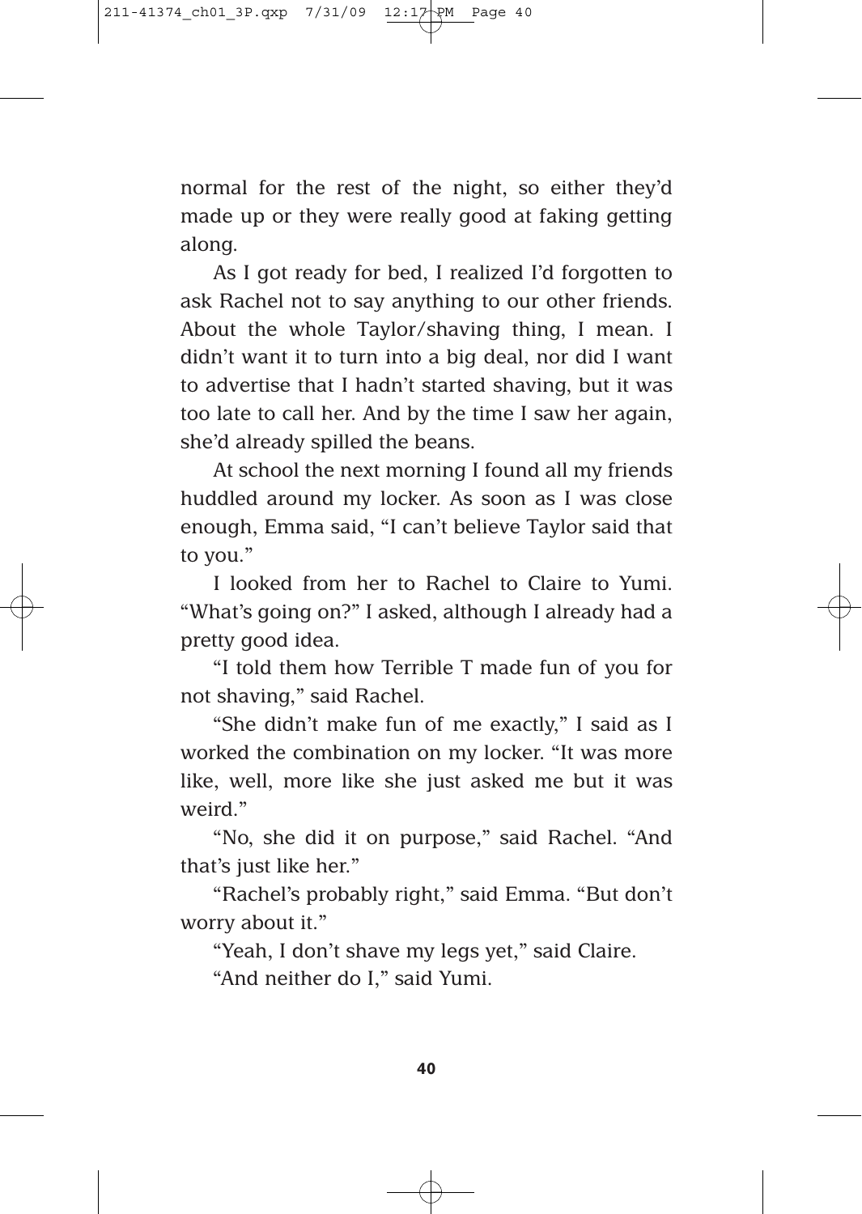normal for the rest of the night, so either they'd made up or they were really good at faking getting along.

As I got ready for bed, I realized I'd forgotten to ask Rachel not to say anything to our other friends. About the whole Taylor/shaving thing, I mean. I didn't want it to turn into a big deal, nor did I want to advertise that I hadn't started shaving, but it was too late to call her. And by the time I saw her again, she'd already spilled the beans.

At school the next morning I found all my friends huddled around my locker. As soon as I was close enough, Emma said, "I can't believe Taylor said that to you."

I looked from her to Rachel to Claire to Yumi. "What's going on?" I asked, although I already had a pretty good idea.

"I told them how Terrible T made fun of you for not shaving," said Rachel.

"She didn't make fun of me exactly," I said as I worked the combination on my locker. "It was more like, well, more like she just asked me but it was weird."

"No, she did it on purpose," said Rachel. "And that's just like her."

"Rachel's probably right," said Emma. "But don't worry about it."

"Yeah, I don't shave my legs yet," said Claire.

"And neither do I," said Yumi.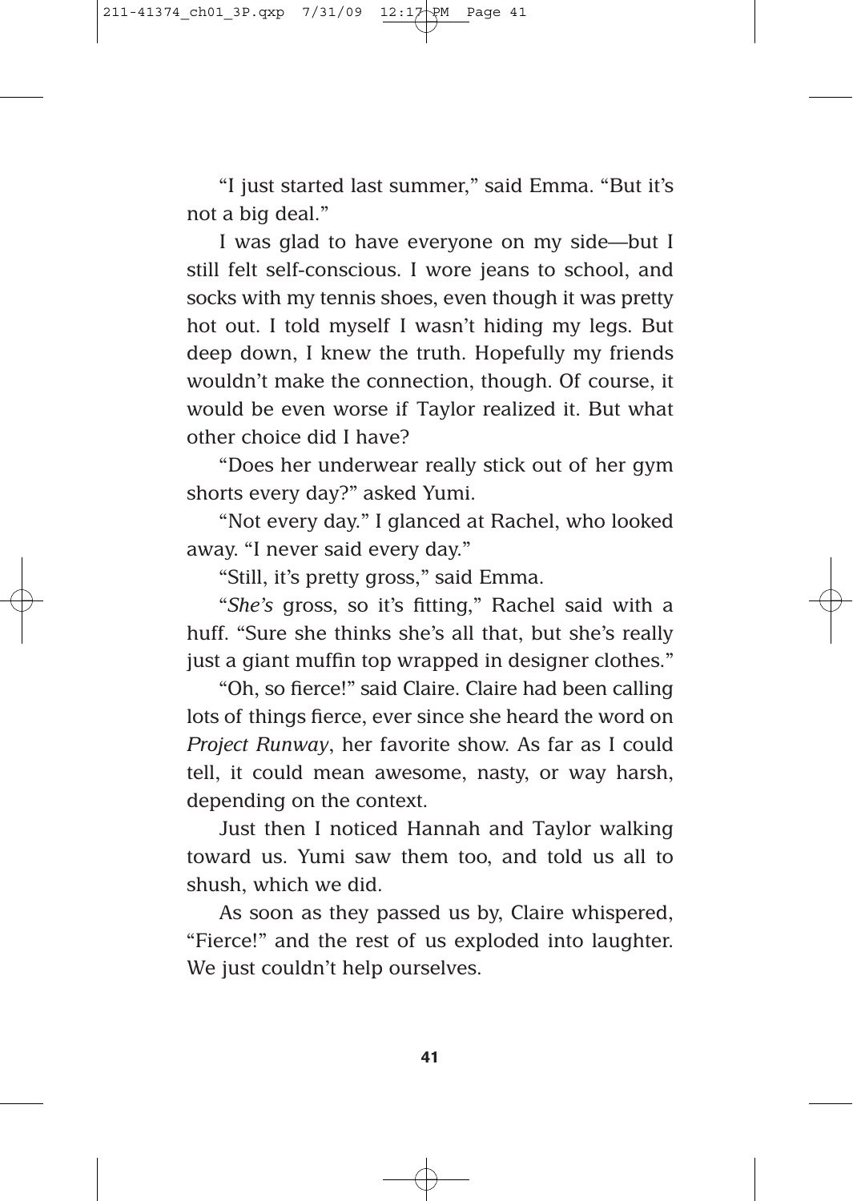"I just started last summer," said Emma. "But it's not a big deal."

I was glad to have everyone on my side—but I still felt self-conscious. I wore jeans to school, and socks with my tennis shoes, even though it was pretty hot out. I told myself I wasn't hiding my legs. But deep down, I knew the truth. Hopefully my friends wouldn't make the connection, though. Of course, it would be even worse if Taylor realized it. But what other choice did I have?

"Does her underwear really stick out of her gym shorts every day?" asked Yumi.

"Not every day." I glanced at Rachel, who looked away. "I never said every day."

"Still, it's pretty gross," said Emma.

"*She's* gross, so it's fitting," Rachel said with a huff. "Sure she thinks she's all that, but she's really just a giant muffin top wrapped in designer clothes."

"Oh, so fierce!" said Claire. Claire had been calling lots of things fierce, ever since she heard the word on *Project Runway*, her favorite show. As far as I could tell, it could mean awesome, nasty, or way harsh, depending on the context.

Just then I noticed Hannah and Taylor walking toward us. Yumi saw them too, and told us all to shush, which we did.

As soon as they passed us by, Claire whispered, "Fierce!" and the rest of us exploded into laughter. We just couldn't help ourselves.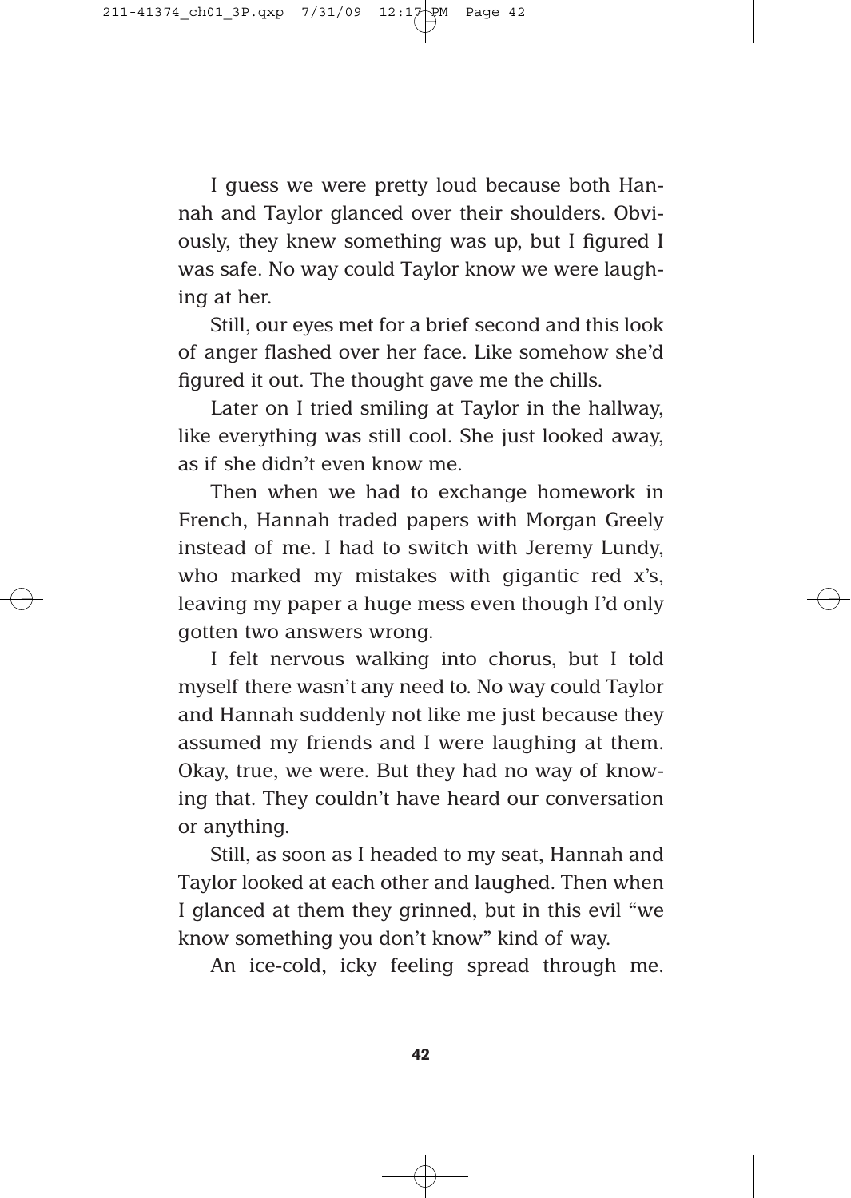I guess we were pretty loud because both Hannah and Taylor glanced over their shoulders. Obviously, they knew something was up, but I figured I was safe. No way could Taylor know we were laughing at her.

Still, our eyes met for a brief second and this look of anger flashed over her face. Like somehow she'd figured it out. The thought gave me the chills.

Later on I tried smiling at Taylor in the hallway, like everything was still cool. She just looked away, as if she didn't even know me.

Then when we had to exchange homework in French, Hannah traded papers with Morgan Greely instead of me. I had to switch with Jeremy Lundy, who marked my mistakes with gigantic red x's, leaving my paper a huge mess even though I'd only gotten two answers wrong.

I felt nervous walking into chorus, but I told myself there wasn't any need to. No way could Taylor and Hannah suddenly not like me just because they assumed my friends and I were laughing at them. Okay, true, we were. But they had no way of knowing that. They couldn't have heard our conversation or anything.

Still, as soon as I headed to my seat, Hannah and Taylor looked at each other and laughed. Then when I glanced at them they grinned, but in this evil "we know something you don't know" kind of way.

An ice-cold, icky feeling spread through me.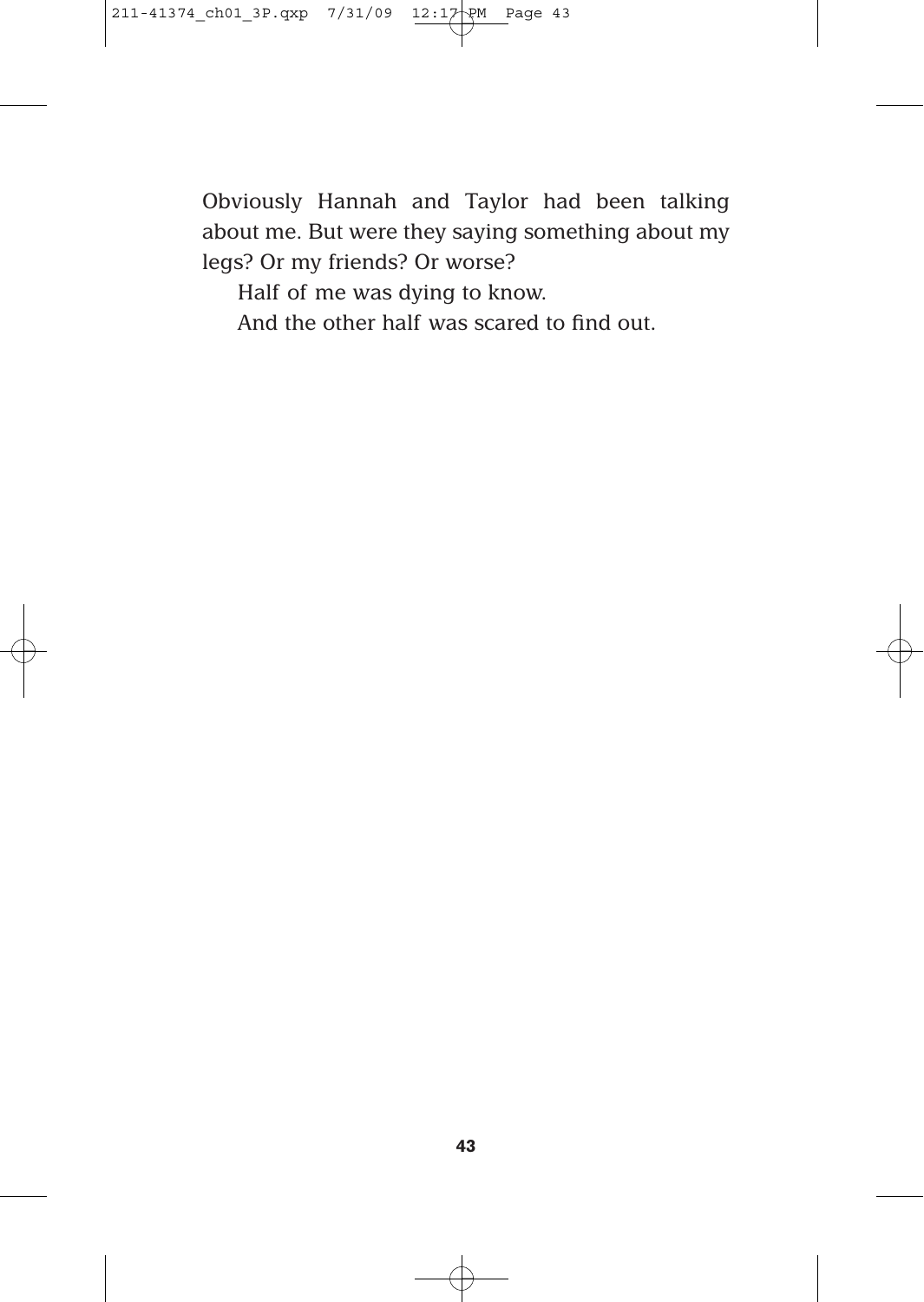Obviously Hannah and Taylor had been talking about me. But were they saying something about my legs? Or my friends? Or worse?

Half of me was dying to know.

And the other half was scared to find out.